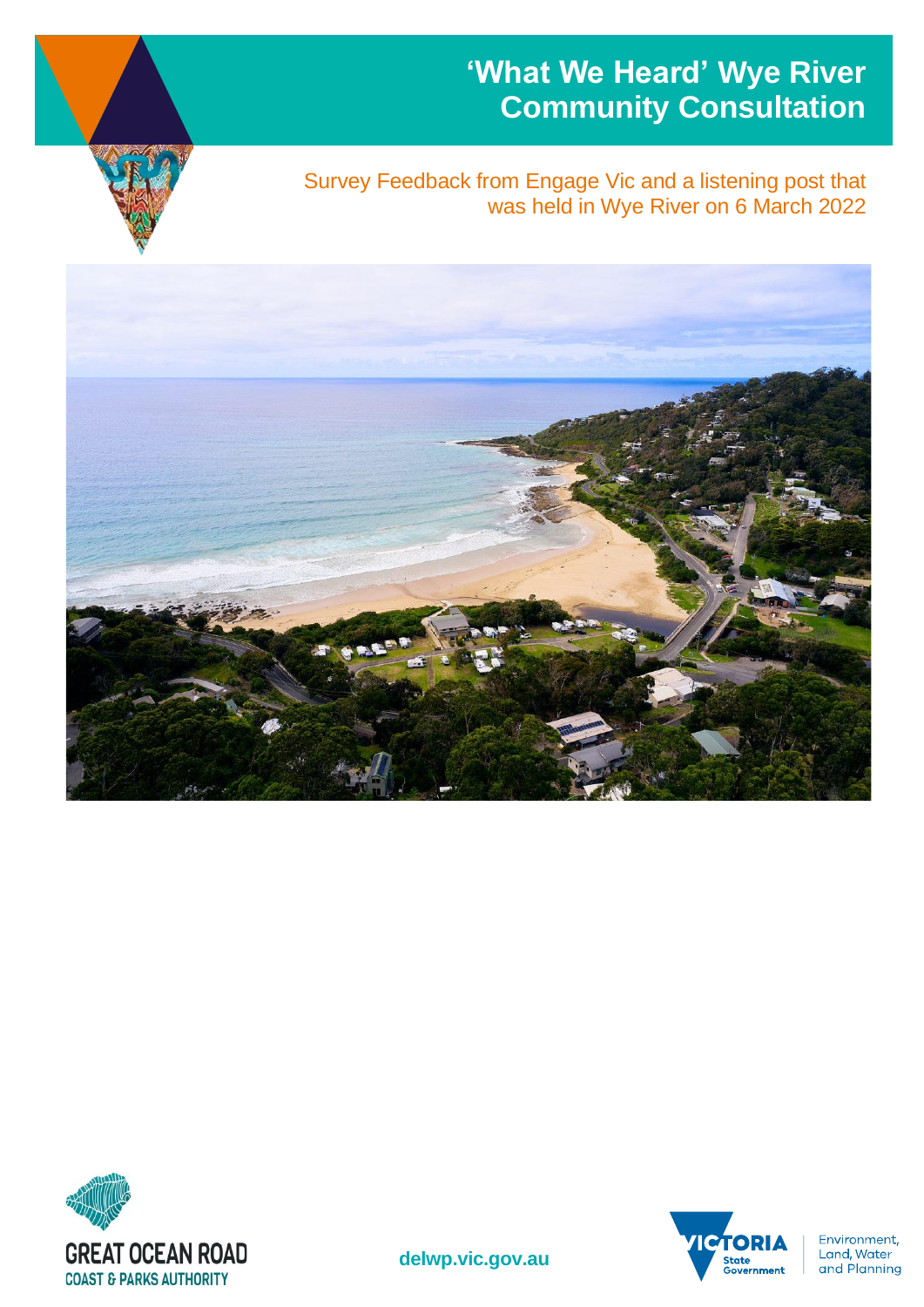# 'What We Heard' Wye River Community Consultation

Survey Feedback from Engage Vic and a listening post that was held in Wye River on 6 March 2022

GREAT OCEAN ROAD
COAST & PARKS AUTHORITY

delwp.vic.gov.au

VICTORIA State Government

Environment, Land, Water and Planning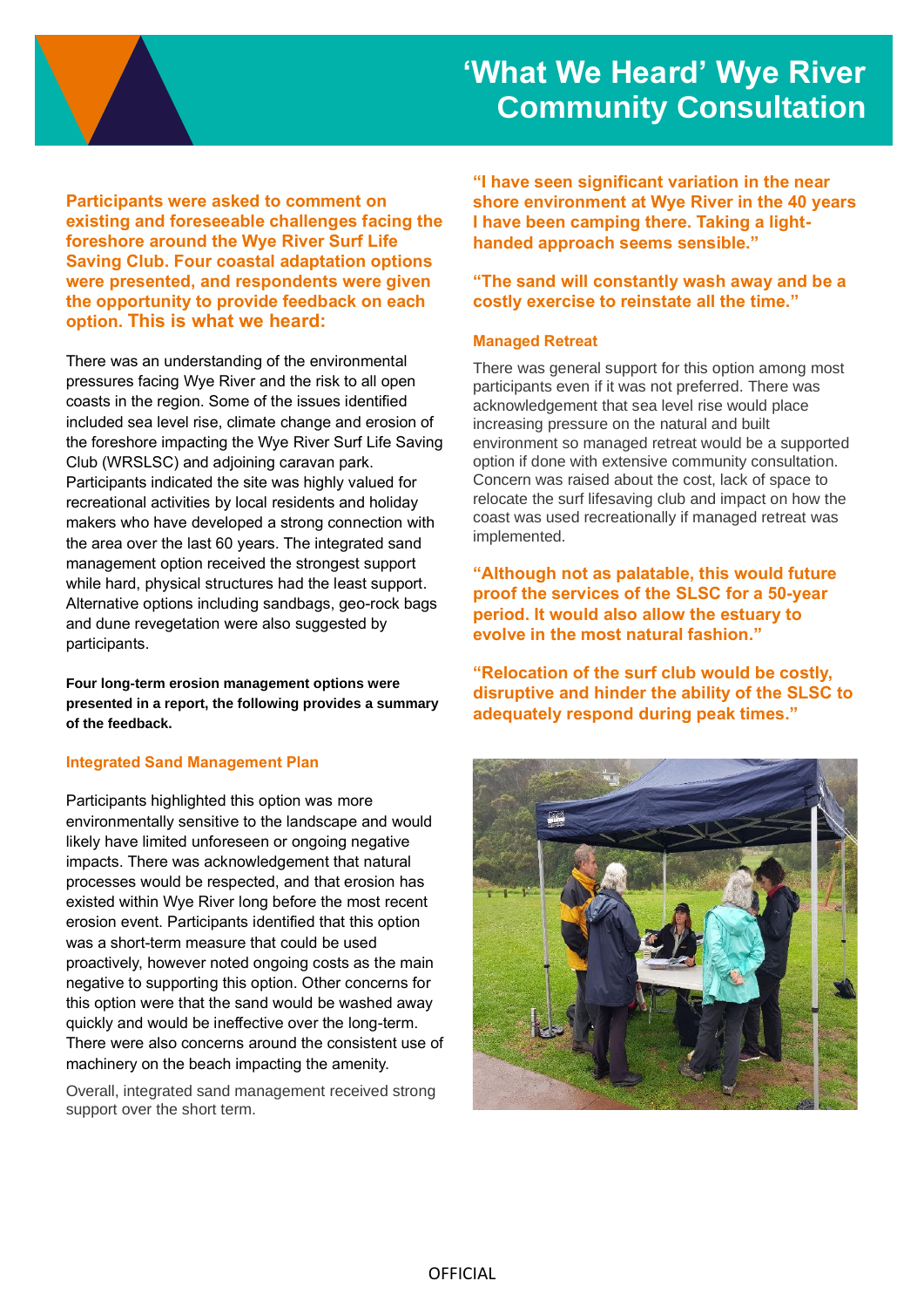# 'What We Heard' Wye River Community Consultation

**Participants were asked to comment on existing and foreseeable challenges facing the foreshore around the Wye River Surf Life Saving Club. Four coastal adaptation options were presented, and respondents were given the opportunity to provide feedback on each option. This is what we heard:**

There was an understanding of the environmental pressures facing Wye River and the risk to all open coasts in the region. Some of the issues identified included sea level rise, climate change and erosion of the foreshore impacting the Wye River Surf Life Saving Club (WRSLSC) and adjoining caravan park. Participants indicated the site was highly valued for recreational activities by local residents and holiday makers who have developed a strong connection with the area over the last 60 years. The integrated sand management option received the strongest support while hard, physical structures had the least support. Alternative options including sandbags, geo-rock bags and dune revegetation were also suggested by participants.

**Four long-term erosion management options were presented in a report, the following provides a summary of the feedback.**

### Integrated Sand Management Plan

Participants highlighted this option was more environmentally sensitive to the landscape and would likely have limited unforeseen or ongoing negative impacts. There was acknowledgement that natural processes would be respected, and that erosion has existed within Wye River long before the most recent erosion event. Participants identified that this option was a short-term measure that could be used proactively, however noted ongoing costs as the main negative to supporting this option. Other concerns for this option were that the sand would be washed away quickly and would be ineffective over the long-term. There were also concerns around the consistent use of machinery on the beach impacting the amenity.

Overall, integrated sand management received strong support over the short term.

**"I have seen significant variation in the near shore environment at Wye River in the 40 years I have been camping there. Taking a light-handed approach seems sensible."**

**"The sand will constantly wash away and be a costly exercise to reinstate all the time."**

### Managed Retreat

There was general support for this option among most participants even if it was not preferred. There was acknowledgement that sea level rise would place increasing pressure on the natural and built environment so managed retreat would be a supported option if done with extensive community consultation. Concern was raised about the cost, lack of space to relocate the surf lifesaving club and impact on how the coast was used recreationally if managed retreat was implemented.

**"Although not as palatable, this would future proof the services of the SLSC for a 50-year period. It would also allow the estuary to evolve in the most natural fashion."**

**"Relocation of the surf club would be costly, disruptive and hinder the ability of the SLSC to adequately respond during peak times."**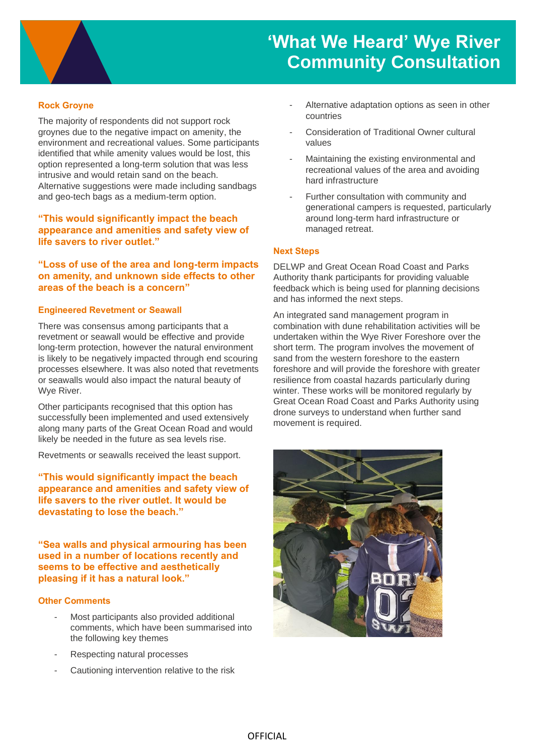# 'What We Heard' Wye River Community Consultation

### Rock Groyne

The majority of respondents did not support rock groynes due to the negative impact on amenity, the environment and recreational values. Some participants identified that while amenity values would be lost, this option represented a long-term solution that was less intrusive and would retain sand on the beach. Alternative suggestions were made including sandbags and geo-tech bags as a medium-term option.

**"This would significantly impact the beach appearance and amenities and safety view of life savers to river outlet."**

**"Loss of use of the area and long-term impacts on amenity, and unknown side effects to other areas of the beach is a concern"**

### Engineered Revetment or Seawall

There was consensus among participants that a revetment or seawall would be effective and provide long-term protection, however the natural environment is likely to be negatively impacted through end scouring processes elsewhere. It was also noted that revetments or seawalls would also impact the natural beauty of Wye River.

Other participants recognised that this option has successfully been implemented and used extensively along many parts of the Great Ocean Road and would likely be needed in the future as sea levels rise.

Revetments or seawalls received the least support.

**"This would significantly impact the beach appearance and amenities and safety view of life savers to the river outlet. It would be devastating to lose the beach."**

**"Sea walls and physical armouring has been used in a number of locations recently and seems to be effective and aesthetically pleasing if it has a natural look."**

### Other Comments

- Most participants also provided additional comments, which have been summarised into the following key themes
- Respecting natural processes
- Cautioning intervention relative to the risk
- Alternative adaptation options as seen in other countries
- Consideration of Traditional Owner cultural values
- Maintaining the existing environmental and recreational values of the area and avoiding hard infrastructure
- Further consultation with community and generational campers is requested, particularly around long-term hard infrastructure or managed retreat.

### Next Steps

DELWP and Great Ocean Road Coast and Parks Authority thank participants for providing valuable feedback which is being used for planning decisions and has informed the next steps.

An integrated sand management program in combination with dune rehabilitation activities will be undertaken within the Wye River Foreshore over the short term. The program involves the movement of sand from the western foreshore to the eastern foreshore and will provide the foreshore with greater resilience from coastal hazards particularly during winter. These works will be monitored regularly by Great Ocean Road Coast and Parks Authority using drone surveys to understand when further sand movement is required.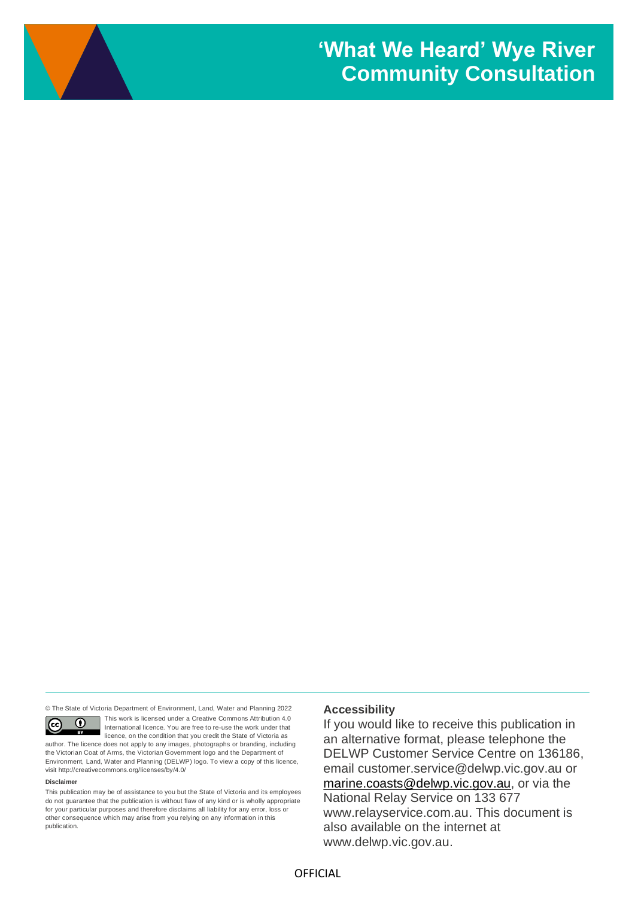# 'What We Heard' Wye River Community Consultation

© The State of Victoria Department of Environment, Land, Water and Planning 2022

This work is licensed under a Creative Commons Attribution 4.0 International licence. You are free to re-use the work under that licence, on the condition that you credit the State of Victoria as author. The licence does not apply to any images, photographs or branding, including the Victorian Coat of Arms, the Victorian Government logo and the Department of Environment, Land, Water and Planning (DELWP) logo. To view a copy of this licence, visit http://creativecommons.org/licenses/by/4.0/

**Disclaimer**

This publication may be of assistance to you but the State of Victoria and its employees do not guarantee that the publication is without flaw of any kind or is wholly appropriate for your particular purposes and therefore disclaims all liability for any error, loss or other consequence which may arise from you relying on any information in this publication.

## Accessibility

If you would like to receive this publication in an alternative format, please telephone the DELWP Customer Service Centre on 136186, email customer.service@delwp.vic.gov.au or marine.coasts@delwp.vic.gov.au, or via the National Relay Service on 133 677 www.relayservice.com.au. This document is also available on the internet at www.delwp.vic.gov.au.

OFFICIAL